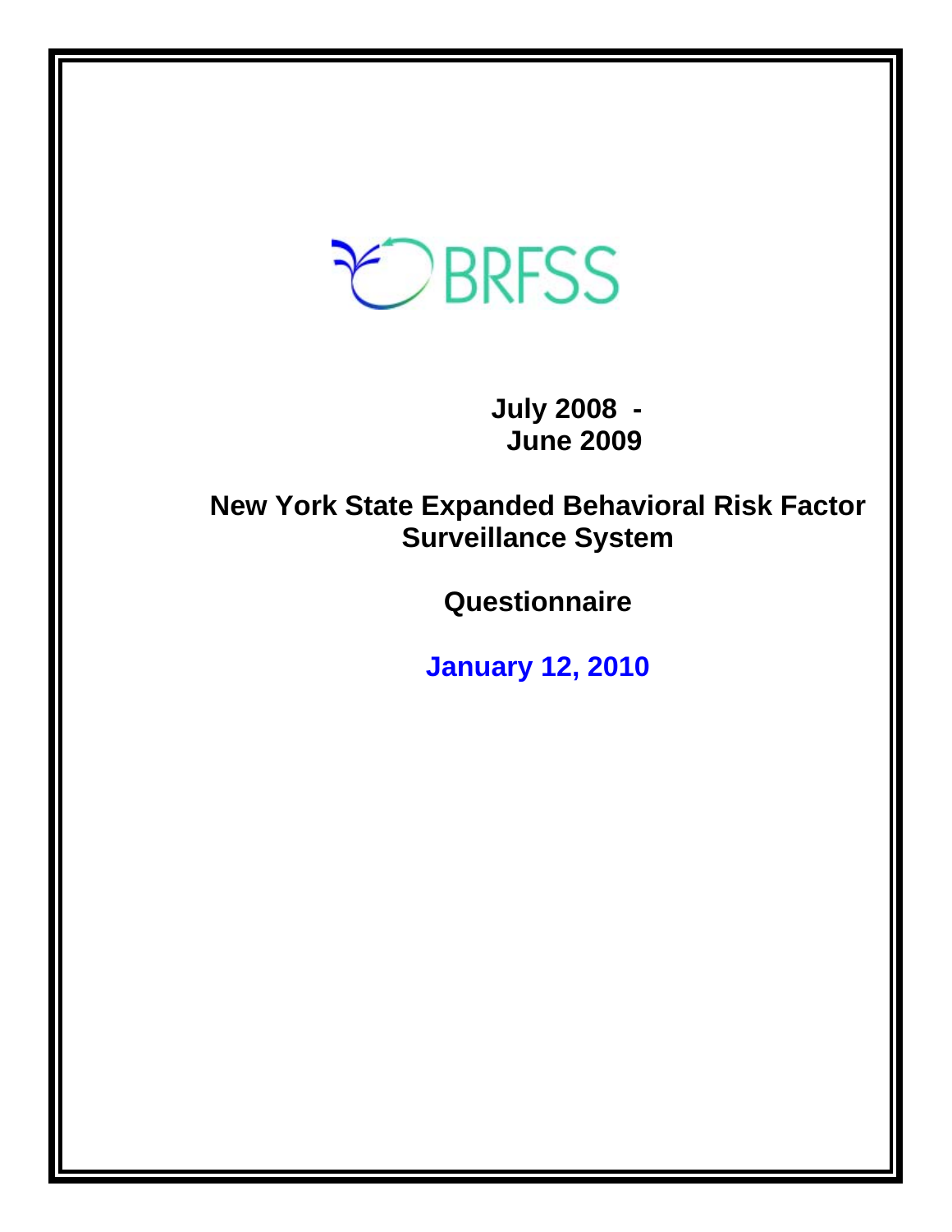BRFSS

**July 2008 - June 2009**

# New York State Expanded Behavioral Risk Factor Surveillance System

## Questionnaire

**January 12, 2010**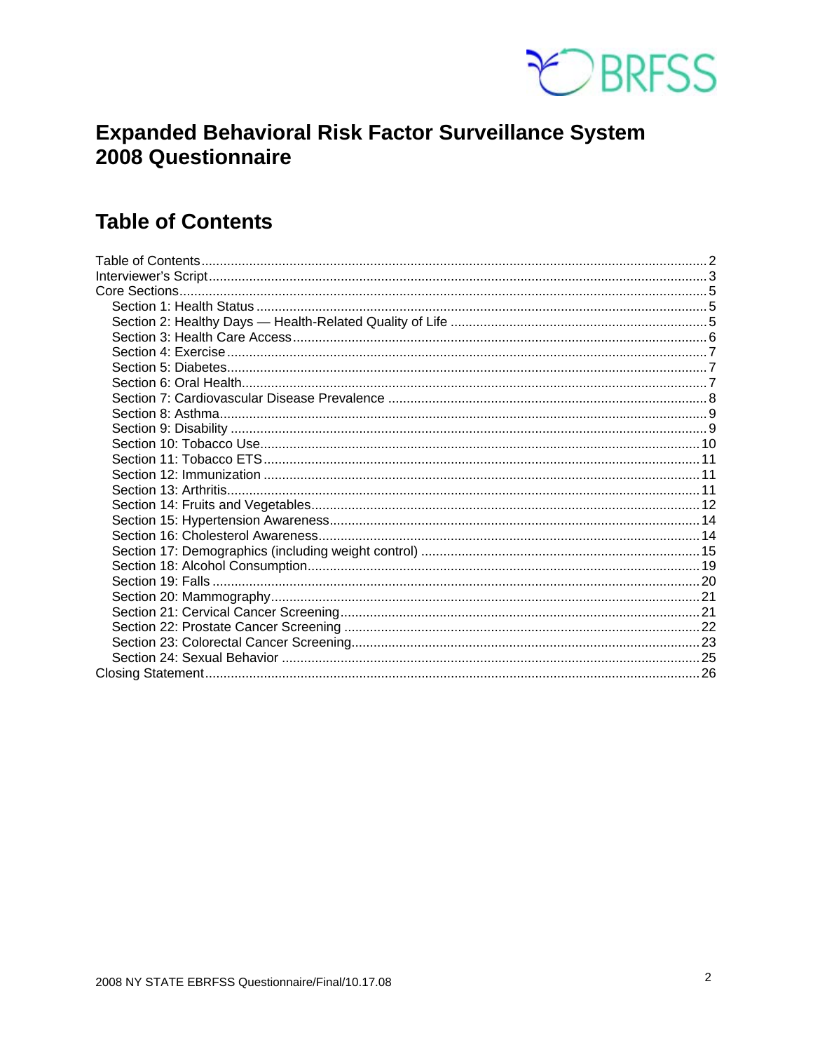# Expanded Behavioral Risk Factor Surveillance System 2008 Questionnaire

## Table of Contents

- Table of Contents .......... 2
- Interviewer's Script .......... 3
- Core Sections .......... 5
  - Section 1: Health Status .......... 5
  - Section 2: Healthy Days — Health-Related Quality of Life .......... 5
  - Section 3: Health Care Access .......... 6
  - Section 4: Exercise .......... 7
  - Section 5: Diabetes .......... 7
  - Section 6: Oral Health .......... 7
  - Section 7: Cardiovascular Disease Prevalence .......... 8
  - Section 8: Asthma .......... 9
  - Section 9: Disability .......... 9
  - Section 10: Tobacco Use .......... 10
  - Section 11: Tobacco ETS .......... 11
  - Section 12: Immunization .......... 11
  - Section 13: Arthritis .......... 11
  - Section 14: Fruits and Vegetables .......... 12
  - Section 15: Hypertension Awareness .......... 14
  - Section 16: Cholesterol Awareness .......... 14
  - Section 17: Demographics (including weight control) .......... 15
  - Section 18: Alcohol Consumption .......... 19
  - Section 19: Falls .......... 20
  - Section 20: Mammography .......... 21
  - Section 21: Cervical Cancer Screening .......... 21
  - Section 22: Prostate Cancer Screening .......... 22
  - Section 23: Colorectal Cancer Screening .......... 23
  - Section 24: Sexual Behavior .......... 25
- Closing Statement .......... 26

2008 NY STATE EBRFSS Questionnaire/Final/10.17.08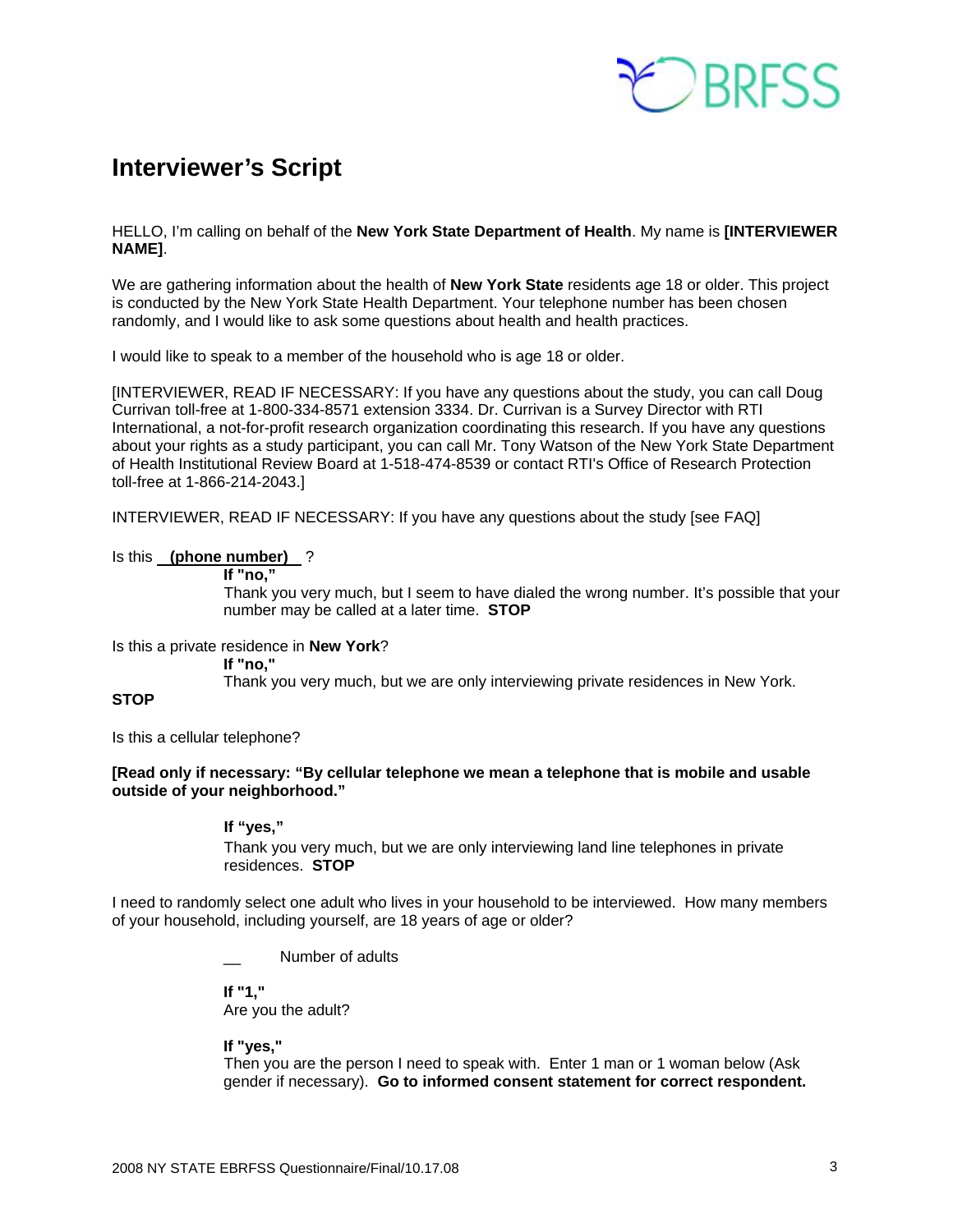## Interviewer's Script

HELLO, I'm calling on behalf of the **New York State Department of Health**. My name is **[INTERVIEWER NAME]**.

We are gathering information about the health of **New York State** residents age 18 or older. This project is conducted by the New York State Health Department. Your telephone number has been chosen randomly, and I would like to ask some questions about health and health practices.

I would like to speak to a member of the household who is age 18 or older.

[INTERVIEWER, READ IF NECESSARY: If you have any questions about the study, you can call Doug Currivan toll-free at 1-800-334-8571 extension 3334. Dr. Currivan is a Survey Director with RTI International, a not-for-profit research organization coordinating this research. If you have any questions about your rights as a study participant, you can call Mr. Tony Watson of the New York State Department of Health Institutional Review Board at 1-518-474-8539 or contact RTI's Office of Research Protection toll-free at 1-866-214-2043.]

INTERVIEWER, READ IF NECESSARY: If you have any questions about the study [see FAQ]

Is this **(phone number)** ?

> **If "no,"**
> Thank you very much, but I seem to have dialed the wrong number. It's possible that your number may be called at a later time. **STOP**

Is this a private residence in **New York**?

> **If "no,"**
> Thank you very much, but we are only interviewing private residences in New York.

**STOP**

Is this a cellular telephone?

**[Read only if necessary: "By cellular telephone we mean a telephone that is mobile and usable outside of your neighborhood."**

> **If "yes,"**
> Thank you very much, but we are only interviewing land line telephones in private residences. **STOP**

I need to randomly select one adult who lives in your household to be interviewed. How many members of your household, including yourself, are 18 years of age or older?

> __ Number of adults
>
> **If "1,"**
> Are you the adult?
>
> **If "yes,"**
> Then you are the person I need to speak with. Enter 1 man or 1 woman below (Ask gender if necessary). **Go to informed consent statement for correct respondent.**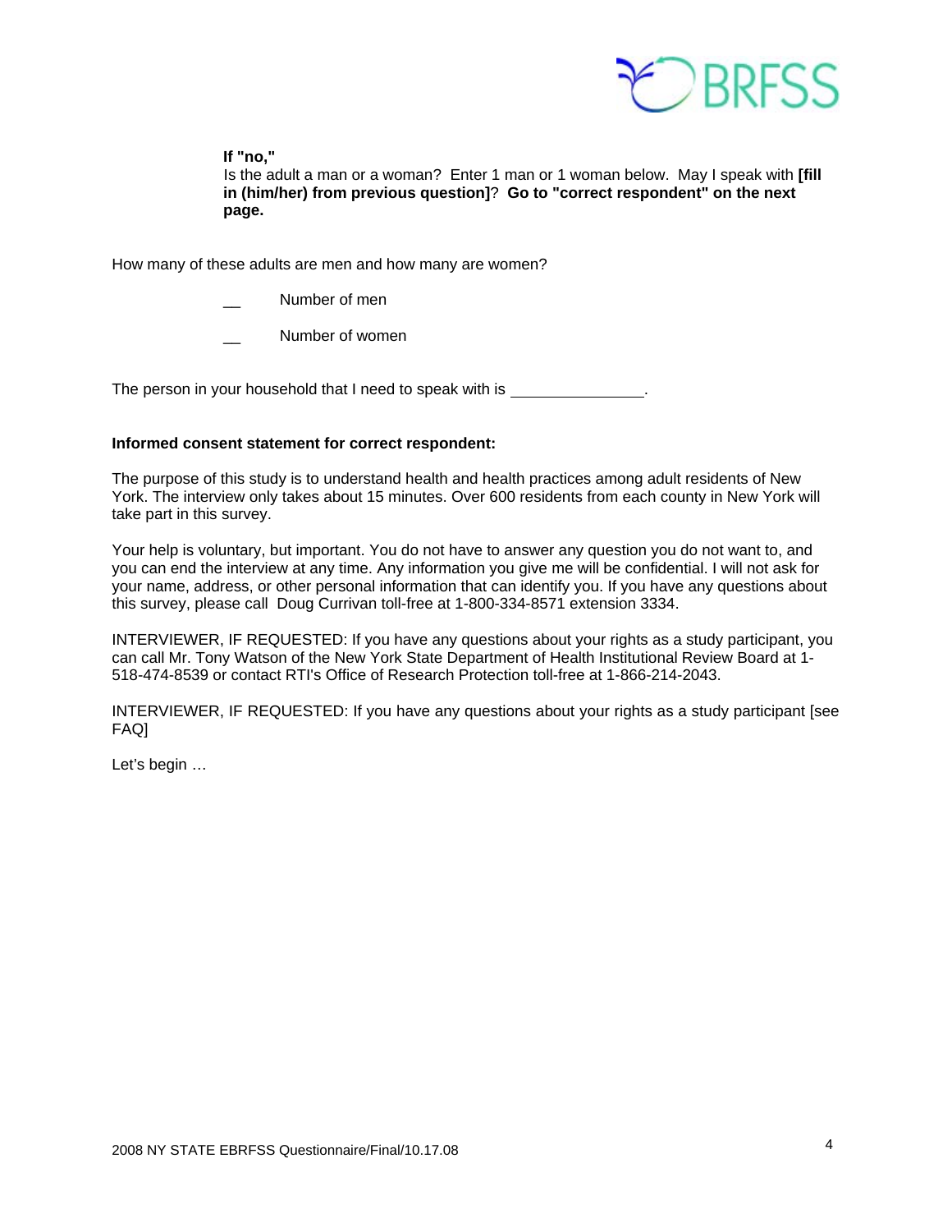**If "no,"**
Is the adult a man or a woman? Enter 1 man or 1 woman below. May I speak with **[fill in (him/her) from previous question]**? **Go to "correct respondent" on the next page.**

How many of these adults are men and how many are women?

__ Number of men

__ Number of women

The person in your household that I need to speak with is ______________.

**Informed consent statement for correct respondent:**

The purpose of this study is to understand health and health practices among adult residents of New York. The interview only takes about 15 minutes. Over 600 residents from each county in New York will take part in this survey.

Your help is voluntary, but important. You do not have to answer any question you do not want to, and you can end the interview at any time. Any information you give me will be confidential. I will not ask for your name, address, or other personal information that can identify you. If you have any questions about this survey, please call Doug Currivan toll-free at 1-800-334-8571 extension 3334.

INTERVIEWER, IF REQUESTED: If you have any questions about your rights as a study participant, you can call Mr. Tony Watson of the New York State Department of Health Institutional Review Board at 1-518-474-8539 or contact RTI's Office of Research Protection toll-free at 1-866-214-2043.

INTERVIEWER, IF REQUESTED: If you have any questions about your rights as a study participant [see FAQ]

Let's begin …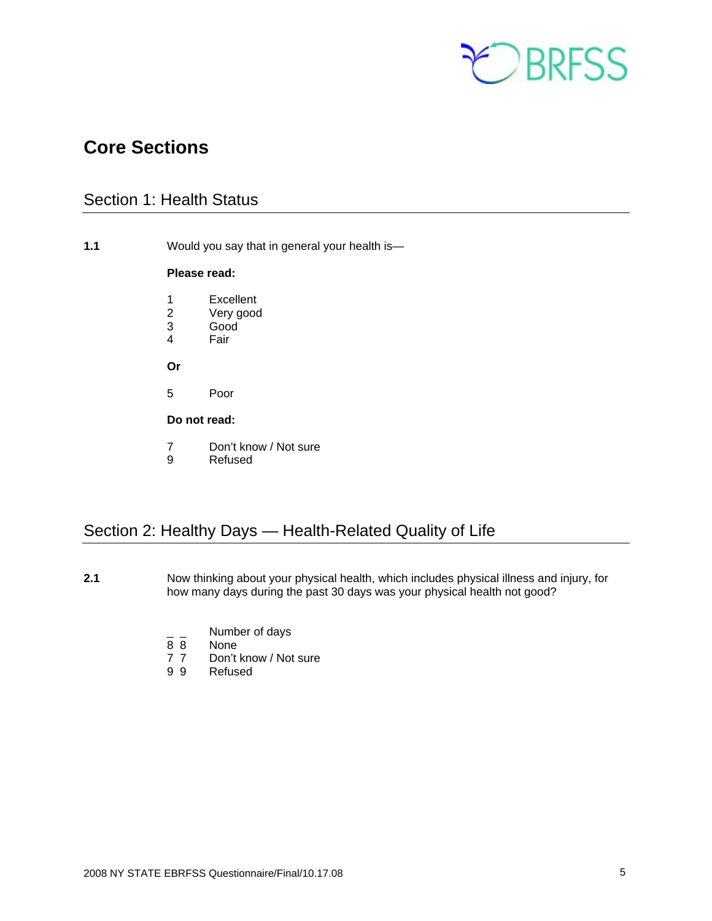# Core Sections

## Section 1: Health Status

**1.1** Would you say that in general your health is—

**Please read:**

1 Excellent
2 Very good
3 Good
4 Fair

**Or**

5 Poor

**Do not read:**

7 Don't know / Not sure
9 Refused

## Section 2: Healthy Days — Health-Related Quality of Life

**2.1** Now thinking about your physical health, which includes physical illness and injury, for how many days during the past 30 days was your physical health not good?

_ _ Number of days
8 8 None
7 7 Don't know / Not sure
9 9 Refused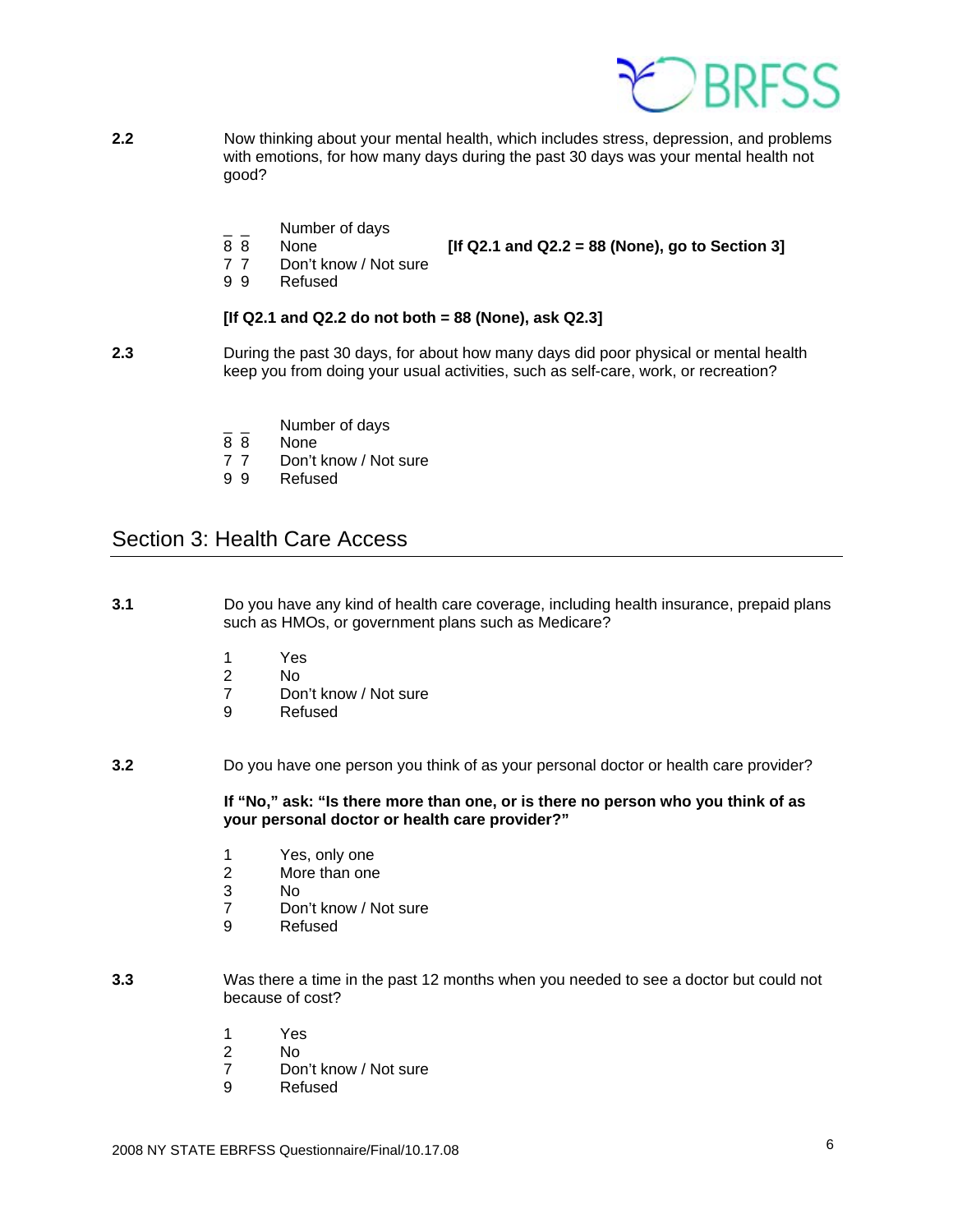**2.2** Now thinking about your mental health, which includes stress, depression, and problems with emotions, for how many days during the past 30 days was your mental health not good?

_ _ Number of days
8 8 None **[If Q2.1 and Q2.2 = 88 (None), go to Section 3]**
7 7 Don't know / Not sure
9 9 Refused

**[If Q2.1 and Q2.2 do not both = 88 (None), ask Q2.3]**

**2.3** During the past 30 days, for about how many days did poor physical or mental health keep you from doing your usual activities, such as self-care, work, or recreation?

_ _ Number of days
8 8 None
7 7 Don't know / Not sure
9 9 Refused

## Section 3: Health Care Access

**3.1** Do you have any kind of health care coverage, including health insurance, prepaid plans such as HMOs, or government plans such as Medicare?

1 Yes
2 No
7 Don't know / Not sure
9 Refused

**3.2** Do you have one person you think of as your personal doctor or health care provider?

**If "No," ask: "Is there more than one, or is there no person who you think of as your personal doctor or health care provider?"**

1 Yes, only one
2 More than one
3 No
7 Don't know / Not sure
9 Refused

**3.3** Was there a time in the past 12 months when you needed to see a doctor but could not because of cost?

1 Yes
2 No
7 Don't know / Not sure
9 Refused

2008 NY STATE EBRFSS Questionnaire/Final/10.17.08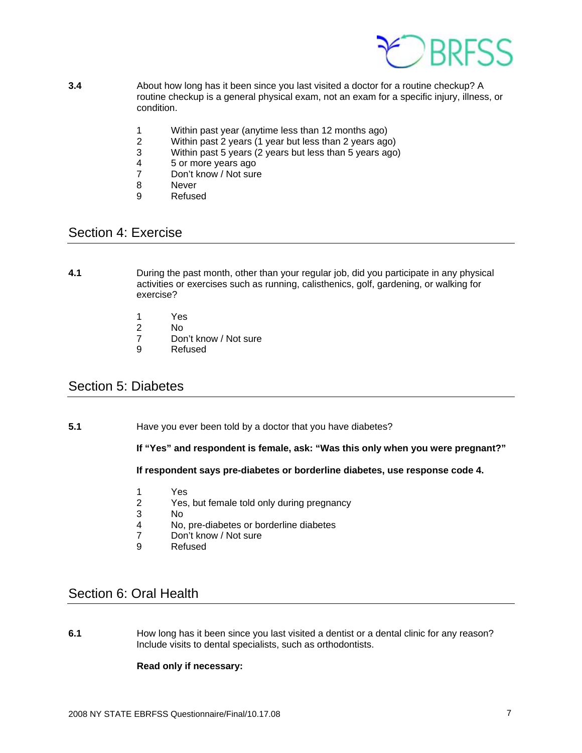**3.4** About how long has it been since you last visited a doctor for a routine checkup? A routine checkup is a general physical exam, not an exam for a specific injury, illness, or condition.

1 Within past year (anytime less than 12 months ago)
2 Within past 2 years (1 year but less than 2 years ago)
3 Within past 5 years (2 years but less than 5 years ago)
4 5 or more years ago
7 Don't know / Not sure
8 Never
9 Refused

## Section 4: Exercise

**4.1** During the past month, other than your regular job, did you participate in any physical activities or exercises such as running, calisthenics, golf, gardening, or walking for exercise?

1 Yes
2 No
7 Don't know / Not sure
9 Refused

## Section 5: Diabetes

**5.1** Have you ever been told by a doctor that you have diabetes?

**If "Yes" and respondent is female, ask: "Was this only when you were pregnant?"**

**If respondent says pre-diabetes or borderline diabetes, use response code 4.**

1 Yes
2 Yes, but female told only during pregnancy
3 No
4 No, pre-diabetes or borderline diabetes
7 Don't know / Not sure
9 Refused

## Section 6: Oral Health

**6.1** How long has it been since you last visited a dentist or a dental clinic for any reason? Include visits to dental specialists, such as orthodontists.

**Read only if necessary:**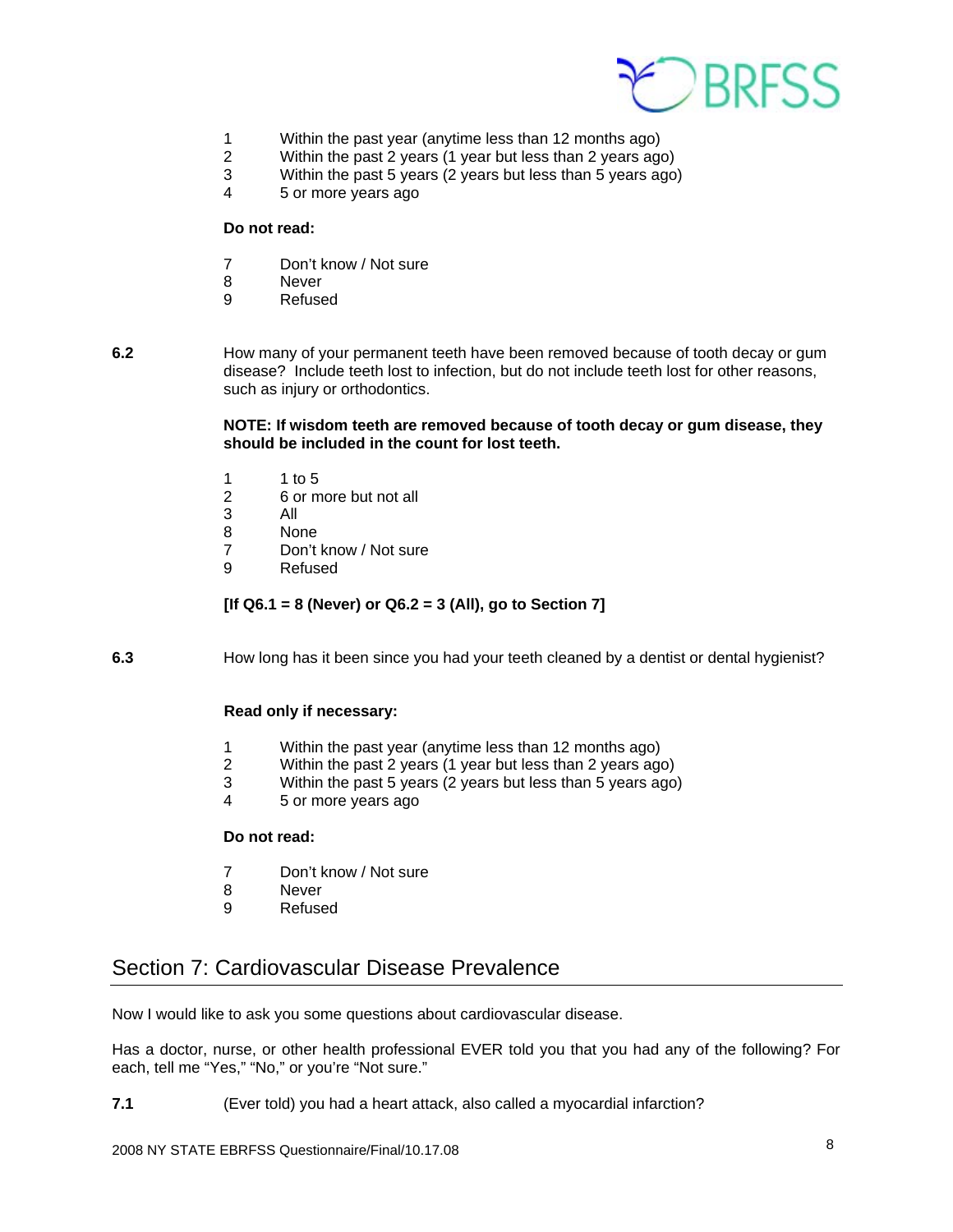1 Within the past year (anytime less than 12 months ago)
2 Within the past 2 years (1 year but less than 2 years ago)
3 Within the past 5 years (2 years but less than 5 years ago)
4 5 or more years ago

**Do not read:**

7 Don't know / Not sure
8 Never
9 Refused

**6.2** How many of your permanent teeth have been removed because of tooth decay or gum disease? Include teeth lost to infection, but do not include teeth lost for other reasons, such as injury or orthodontics.

**NOTE: If wisdom teeth are removed because of tooth decay or gum disease, they should be included in the count for lost teeth.**

1 1 to 5
2 6 or more but not all
3 All
8 None
7 Don't know / Not sure
9 Refused

**[If Q6.1 = 8 (Never) or Q6.2 = 3 (All), go to Section 7]**

**6.3** How long has it been since you had your teeth cleaned by a dentist or dental hygienist?

**Read only if necessary:**

1 Within the past year (anytime less than 12 months ago)
2 Within the past 2 years (1 year but less than 2 years ago)
3 Within the past 5 years (2 years but less than 5 years ago)
4 5 or more years ago

**Do not read:**

7 Don't know / Not sure
8 Never
9 Refused

## Section 7: Cardiovascular Disease Prevalence

Now I would like to ask you some questions about cardiovascular disease.

Has a doctor, nurse, or other health professional EVER told you that you had any of the following? For each, tell me "Yes," "No," or you're "Not sure."

**7.1** (Ever told) you had a heart attack, also called a myocardial infarction?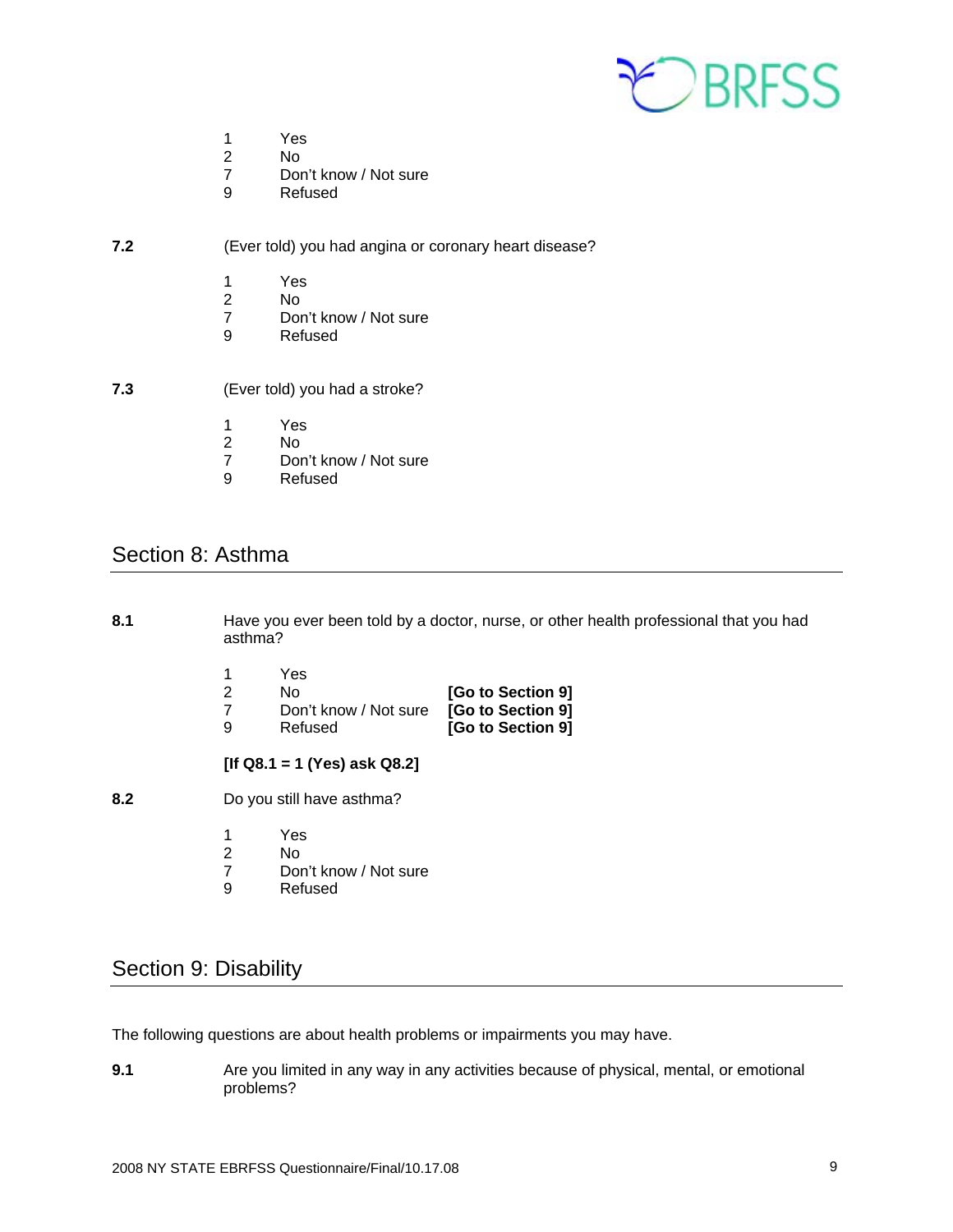1 Yes
2 No
7 Don't know / Not sure
9 Refused

**7.2** (Ever told) you had angina or coronary heart disease?

1 Yes
2 No
7 Don't know / Not sure
9 Refused

**7.3** (Ever told) you had a stroke?

1 Yes
2 No
7 Don't know / Not sure
9 Refused

## Section 8: Asthma

**8.1** Have you ever been told by a doctor, nurse, or other health professional that you had asthma?

1 Yes
2 No **[Go to Section 9]**
7 Don't know / Not sure **[Go to Section 9]**
9 Refused **[Go to Section 9]**

**[If Q8.1 = 1 (Yes) ask Q8.2]**

**8.2** Do you still have asthma?

1 Yes
2 No
7 Don't know / Not sure
9 Refused

## Section 9: Disability

The following questions are about health problems or impairments you may have.

**9.1** Are you limited in any way in any activities because of physical, mental, or emotional problems?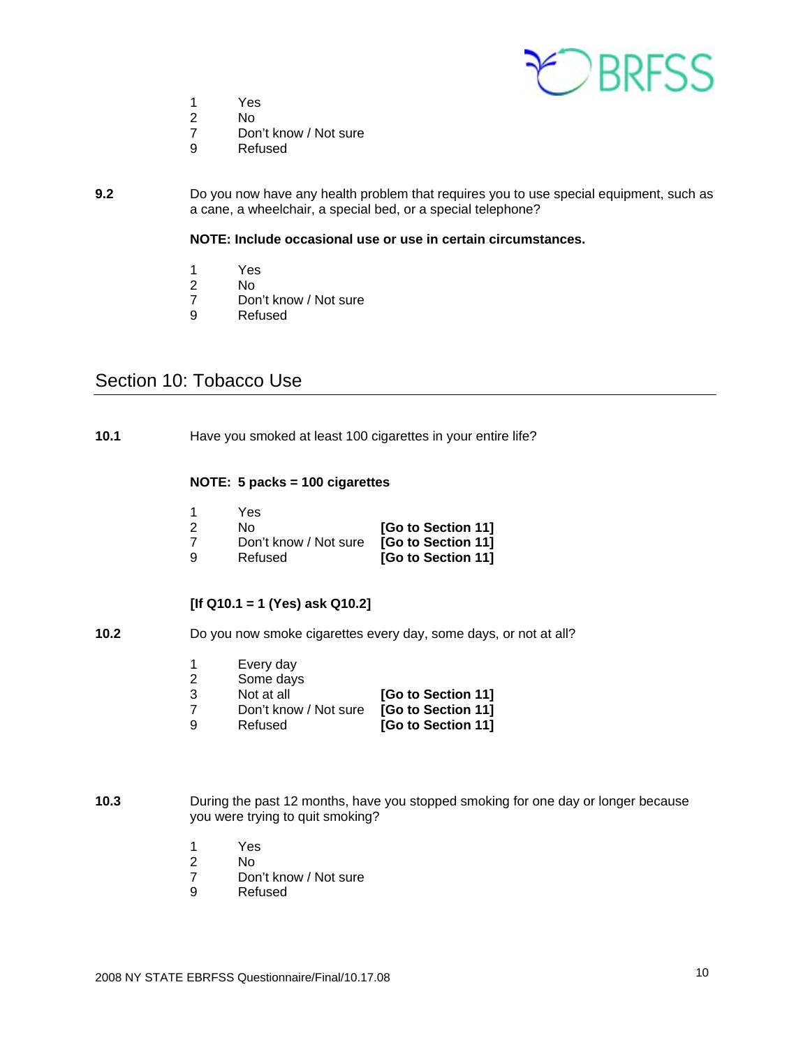1 Yes
2 No
7 Don't know / Not sure
9 Refused

**9.2** Do you now have any health problem that requires you to use special equipment, such as a cane, a wheelchair, a special bed, or a special telephone?

**NOTE: Include occasional use or use in certain circumstances.**

1 Yes
2 No
7 Don't know / Not sure
9 Refused

## Section 10: Tobacco Use

**10.1** Have you smoked at least 100 cigarettes in your entire life?

**NOTE: 5 packs = 100 cigarettes**

1 Yes
2 No **[Go to Section 11]**
7 Don't know / Not sure **[Go to Section 11]**
9 Refused **[Go to Section 11]**

**[If Q10.1 = 1 (Yes) ask Q10.2]**

**10.2** Do you now smoke cigarettes every day, some days, or not at all?

1 Every day
2 Some days
3 Not at all **[Go to Section 11]**
7 Don't know / Not sure **[Go to Section 11]**
9 Refused **[Go to Section 11]**

**10.3** During the past 12 months, have you stopped smoking for one day or longer because you were trying to quit smoking?

1 Yes
2 No
7 Don't know / Not sure
9 Refused

2008 NY STATE EBRFSS Questionnaire/Final/10.17.08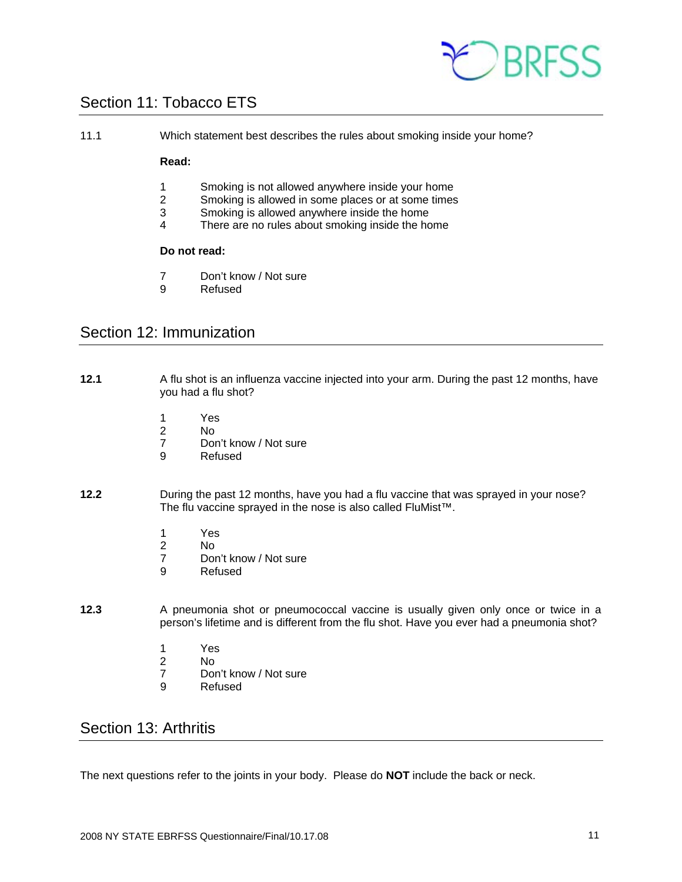## Section 11: Tobacco ETS

11.1 Which statement best describes the rules about smoking inside your home?

**Read:**

1 Smoking is not allowed anywhere inside your home
2 Smoking is allowed in some places or at some times
3 Smoking is allowed anywhere inside the home
4 There are no rules about smoking inside the home

**Do not read:**

7 Don't know / Not sure
9 Refused

## Section 12: Immunization

**12.1** A flu shot is an influenza vaccine injected into your arm. During the past 12 months, have you had a flu shot?

1 Yes
2 No
7 Don't know / Not sure
9 Refused

**12.2** During the past 12 months, have you had a flu vaccine that was sprayed in your nose? The flu vaccine sprayed in the nose is also called FluMist™.

1 Yes
2 No
7 Don't know / Not sure
9 Refused

**12.3** A pneumonia shot or pneumococcal vaccine is usually given only once or twice in a person's lifetime and is different from the flu shot. Have you ever had a pneumonia shot?

1 Yes
2 No
7 Don't know / Not sure
9 Refused

## Section 13: Arthritis

The next questions refer to the joints in your body. Please do **NOT** include the back or neck.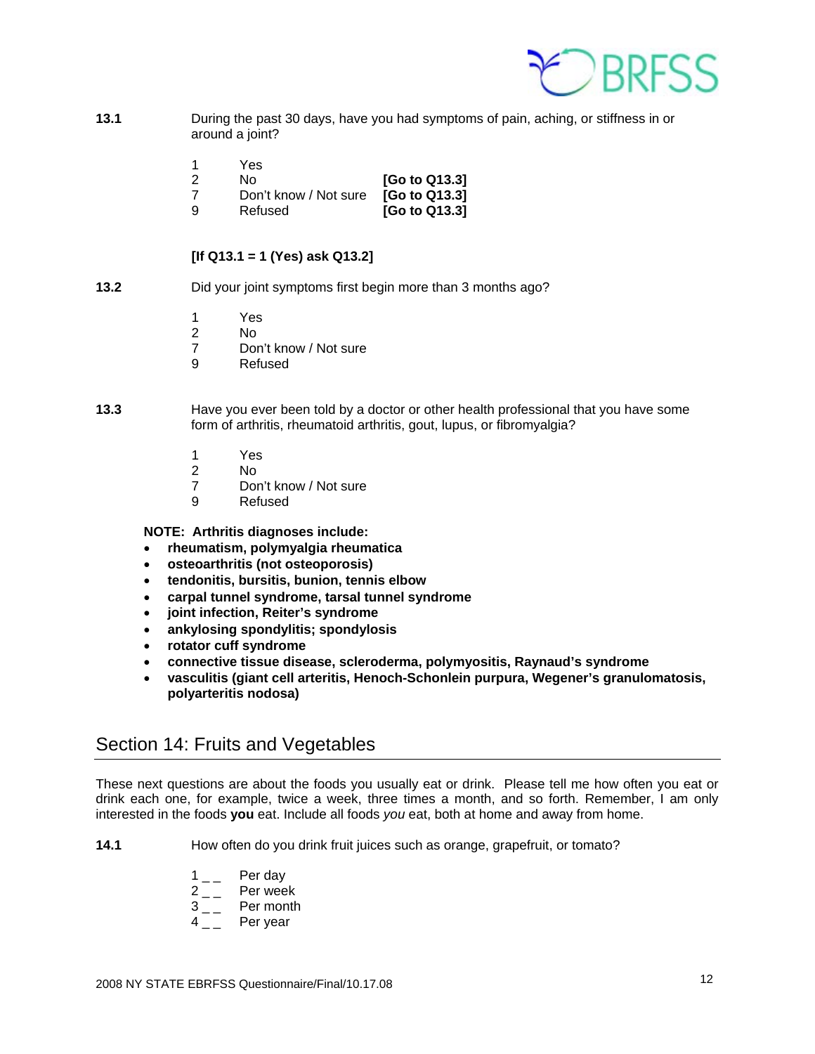**13.1** During the past 30 days, have you had symptoms of pain, aching, or stiffness in or around a joint?

1 Yes
2 No **[Go to Q13.3]**
7 Don't know / Not sure **[Go to Q13.3]**
9 Refused **[Go to Q13.3]**

**[If Q13.1 = 1 (Yes) ask Q13.2]**

**13.2** Did your joint symptoms first begin more than 3 months ago?

1 Yes
2 No
7 Don't know / Not sure
9 Refused

**13.3** Have you ever been told by a doctor or other health professional that you have some form of arthritis, rheumatoid arthritis, gout, lupus, or fibromyalgia?

1 Yes
2 No
7 Don't know / Not sure
9 Refused

**NOTE: Arthritis diagnoses include:**

- **rheumatism, polymyalgia rheumatica**
- **osteoarthritis (not osteoporosis)**
- **tendonitis, bursitis, bunion, tennis elbow**
- **carpal tunnel syndrome, tarsal tunnel syndrome**
- **joint infection, Reiter's syndrome**
- **ankylosing spondylitis; spondylosis**
- **rotator cuff syndrome**
- **connective tissue disease, scleroderma, polymyositis, Raynaud's syndrome**
- **vasculitis (giant cell arteritis, Henoch-Schonlein purpura, Wegener's granulomatosis, polyarteritis nodosa)**

## Section 14: Fruits and Vegetables

These next questions are about the foods you usually eat or drink. Please tell me how often you eat or drink each one, for example, twice a week, three times a month, and so forth. Remember, I am only interested in the foods **you** eat. Include all foods *you* eat, both at home and away from home.

**14.1** How often do you drink fruit juices such as orange, grapefruit, or tomato?

1 _ _ Per day
2 _ _ Per week
3 _ _ Per month
4 _ _ Per year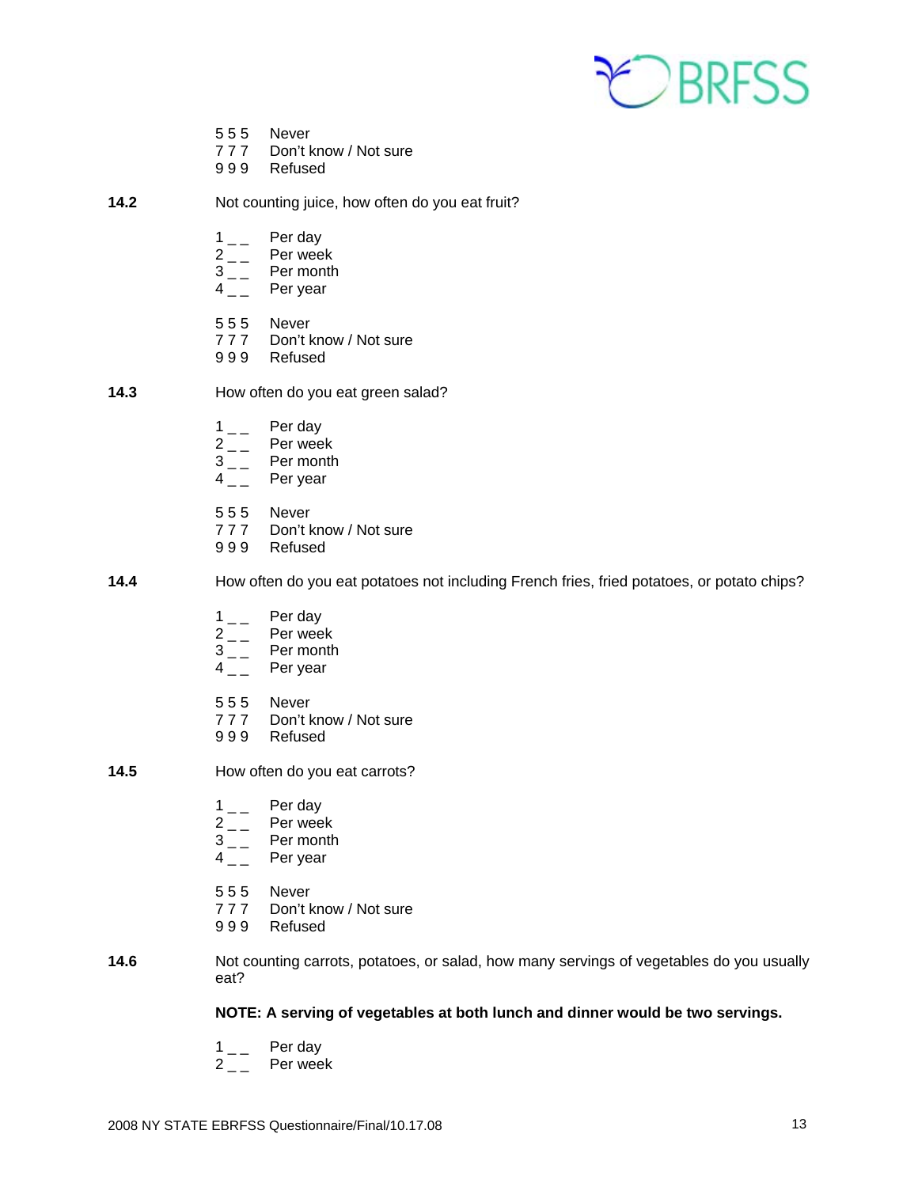5 5 5 Never
7 7 7 Don't know / Not sure
9 9 9 Refused

**14.2** Not counting juice, how often do you eat fruit?

1 _ _ Per day
2 _ _ Per week
3 _ _ Per month
4 _ _ Per year

5 5 5 Never
7 7 7 Don't know / Not sure
9 9 9 Refused

**14.3** How often do you eat green salad?

1 _ _ Per day
2 _ _ Per week
3 _ _ Per month
4 _ _ Per year

5 5 5 Never
7 7 7 Don't know / Not sure
9 9 9 Refused

**14.4** How often do you eat potatoes not including French fries, fried potatoes, or potato chips?

1 _ _ Per day
2 _ _ Per week
3 _ _ Per month
4 _ _ Per year

5 5 5 Never
7 7 7 Don't know / Not sure
9 9 9 Refused

**14.5** How often do you eat carrots?

1 _ _ Per day
2 _ _ Per week
3 _ _ Per month
4 _ _ Per year

5 5 5 Never
7 7 7 Don't know / Not sure
9 9 9 Refused

**14.6** Not counting carrots, potatoes, or salad, how many servings of vegetables do you usually eat?

**NOTE: A serving of vegetables at both lunch and dinner would be two servings.**

1 _ _ Per day
2 _ _ Per week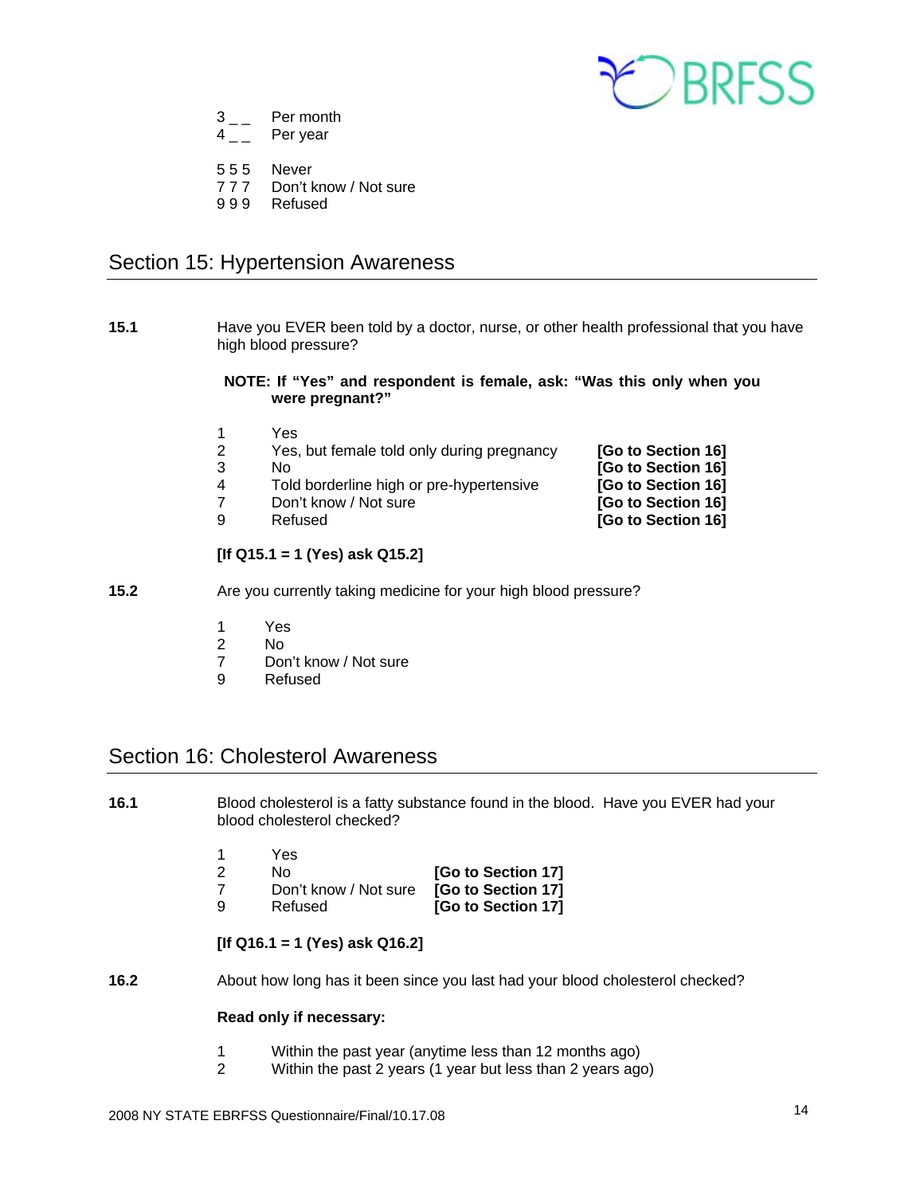3 _ _ Per month
4 _ _ Per year

5 5 5 Never
7 7 7 Don't know / Not sure
9 9 9 Refused

## Section 15: Hypertension Awareness

**15.1** Have you EVER been told by a doctor, nurse, or other health professional that you have high blood pressure?

**NOTE: If "Yes" and respondent is female, ask: "Was this only when you were pregnant?"**

| | | |
|---|---|---|
| 1 | Yes | |
| 2 | Yes, but female told only during pregnancy | **[Go to Section 16]** |
| 3 | No | **[Go to Section 16]** |
| 4 | Told borderline high or pre-hypertensive | **[Go to Section 16]** |
| 7 | Don't know / Not sure | **[Go to Section 16]** |
| 9 | Refused | **[Go to Section 16]** |

**[If Q15.1 = 1 (Yes) ask Q15.2]**

**15.2** Are you currently taking medicine for your high blood pressure?

1 Yes
2 No
7 Don't know / Not sure
9 Refused

## Section 16: Cholesterol Awareness

**16.1** Blood cholesterol is a fatty substance found in the blood. Have you EVER had your blood cholesterol checked?

| | | |
|---|---|---|
| 1 | Yes | |
| 2 | No | **[Go to Section 17]** |
| 7 | Don't know / Not sure | **[Go to Section 17]** |
| 9 | Refused | **[Go to Section 17]** |

**[If Q16.1 = 1 (Yes) ask Q16.2]**

**16.2** About how long has it been since you last had your blood cholesterol checked?

**Read only if necessary:**

1 Within the past year (anytime less than 12 months ago)
2 Within the past 2 years (1 year but less than 2 years ago)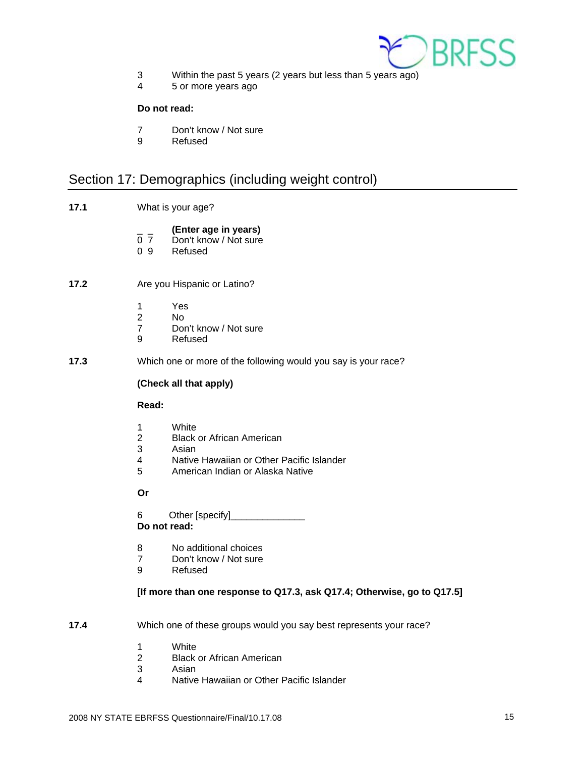3 Within the past 5 years (2 years but less than 5 years ago)
4 5 or more years ago

**Do not read:**

7 Don't know / Not sure
9 Refused

## Section 17: Demographics (including weight control)

**17.1** What is your age?

_ _ **(Enter age in years)**
0 7 Don't know / Not sure
0 9 Refused

**17.2** Are you Hispanic or Latino?

1 Yes
2 No
7 Don't know / Not sure
9 Refused

**17.3** Which one or more of the following would you say is your race?

**(Check all that apply)**

**Read:**

1 White
2 Black or African American
3 Asian
4 Native Hawaiian or Other Pacific Islander
5 American Indian or Alaska Native

**Or**

6 Other [specify]______________

**Do not read:**

8 No additional choices
7 Don't know / Not sure
9 Refused

**[If more than one response to Q17.3, ask Q17.4; Otherwise, go to Q17.5]**

**17.4** Which one of these groups would you say best represents your race?

1 White
2 Black or African American
3 Asian
4 Native Hawaiian or Other Pacific Islander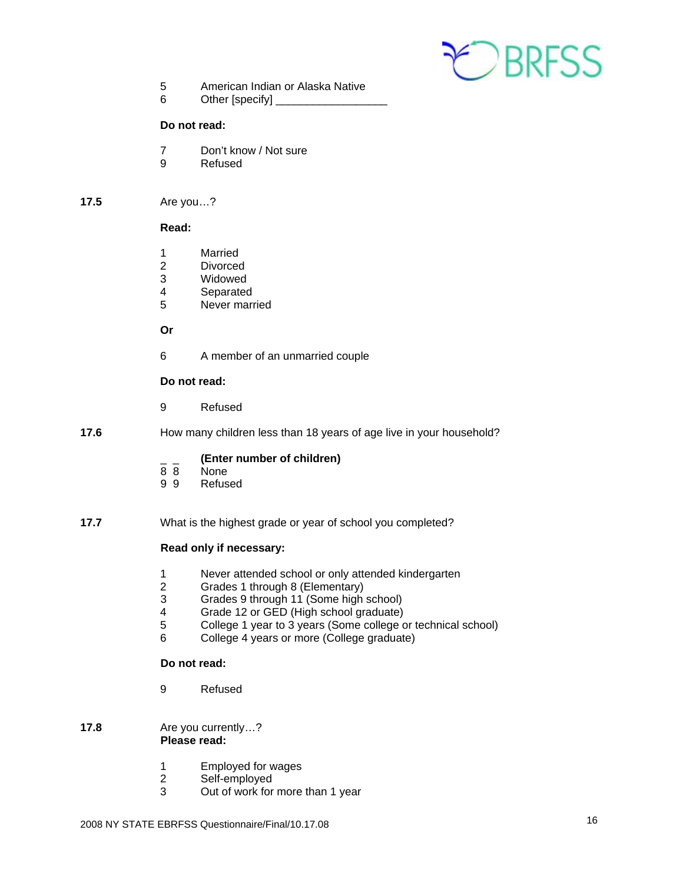5 American Indian or Alaska Native
6 Other [specify] __________________

**Do not read:**

7 Don't know / Not sure
9 Refused

**17.5** Are you…?

**Read:**

1 Married
2 Divorced
3 Widowed
4 Separated
5 Never married

**Or**

6 A member of an unmarried couple

**Do not read:**

9 Refused

**17.6** How many children less than 18 years of age live in your household?

_ _ **(Enter number of children)**
8 8 None
9 9 Refused

**17.7** What is the highest grade or year of school you completed?

**Read only if necessary:**

1 Never attended school or only attended kindergarten
2 Grades 1 through 8 (Elementary)
3 Grades 9 through 11 (Some high school)
4 Grade 12 or GED (High school graduate)
5 College 1 year to 3 years (Some college or technical school)
6 College 4 years or more (College graduate)

**Do not read:**

9 Refused

**17.8** Are you currently…?
**Please read:**

1 Employed for wages
2 Self-employed
3 Out of work for more than 1 year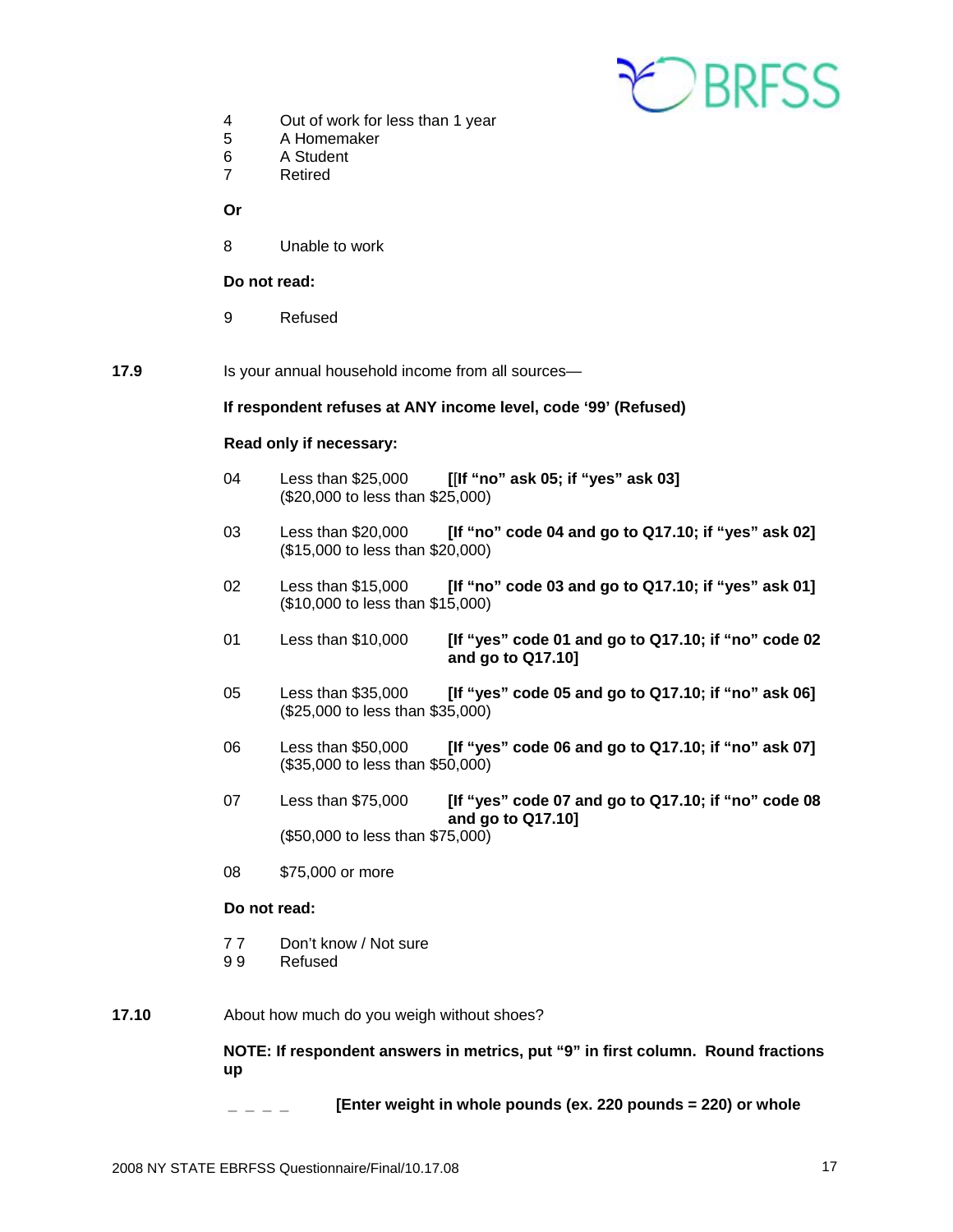4 Out of work for less than 1 year
5 A Homemaker
6 A Student
7 Retired

**Or**

8 Unable to work

**Do not read:**

9 Refused

**17.9** Is your annual household income from all sources—

**If respondent refuses at ANY income level, code '99' (Refused)**

**Read only if necessary:**

04 Less than $25,000 **[[If "no" ask 05; if "yes" ask 03]**
($20,000 to less than $25,000)

03 Less than $20,000 **[If "no" code 04 and go to Q17.10; if "yes" ask 02]**
($15,000 to less than $20,000)

02 Less than $15,000 **[If "no" code 03 and go to Q17.10; if "yes" ask 01]**
($10,000 to less than $15,000)

01 Less than $10,000 **[If "yes" code 01 and go to Q17.10; if "no" code 02 and go to Q17.10]**

05 Less than $35,000 **[If "yes" code 05 and go to Q17.10; if "no" ask 06]**
($25,000 to less than $35,000)

06 Less than $50,000 **[If "yes" code 06 and go to Q17.10; if "no" ask 07]**
($35,000 to less than $50,000)

07 Less than $75,000 **[If "yes" code 07 and go to Q17.10; if "no" code 08 and go to Q17.10]**
($50,000 to less than $75,000)

08 $75,000 or more

**Do not read:**

7 7 Don't know / Not sure
9 9 Refused

**17.10** About how much do you weigh without shoes?

**NOTE: If respondent answers in metrics, put "9" in first column. Round fractions up**

_ _ _ _ **[Enter weight in whole pounds (ex. 220 pounds = 220) or whole**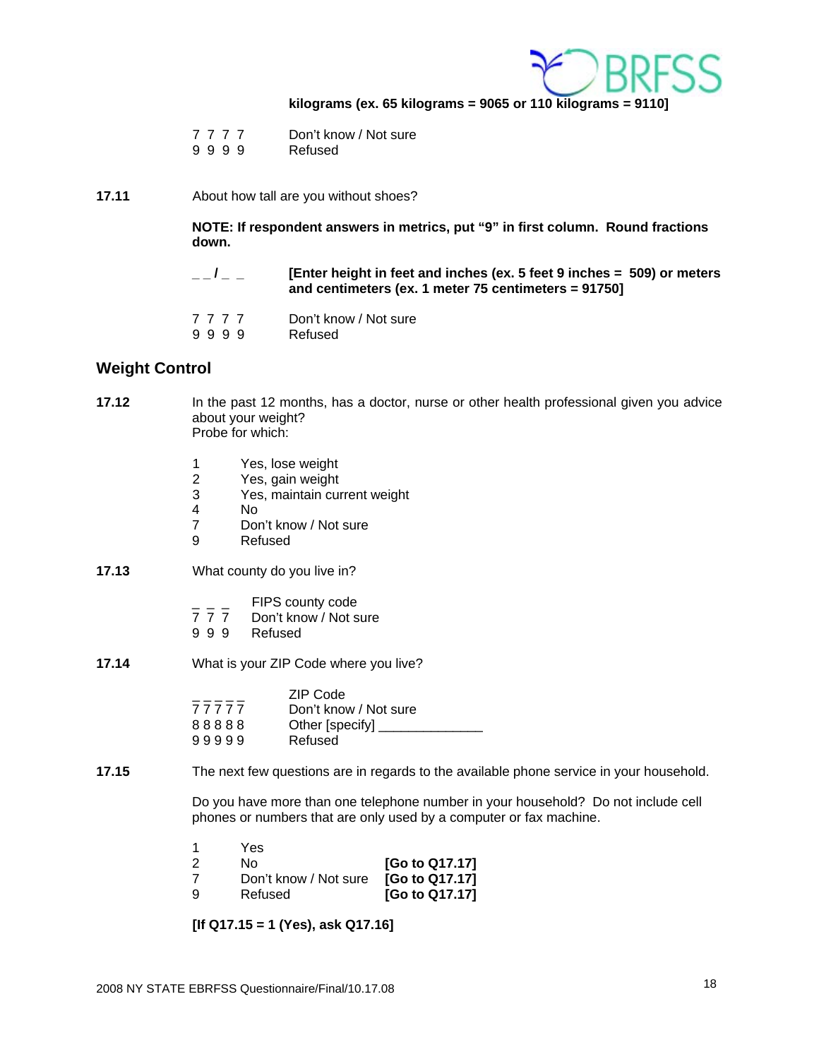**kilograms (ex. 65 kilograms = 9065 or 110 kilograms = 9110]**

7 7 7 7 Don't know / Not sure
9 9 9 9 Refused

**17.11** About how tall are you without shoes?

**NOTE: If respondent answers in metrics, put "9" in first column. Round fractions down.**

_ _ / _ _ **[Enter height in feet and inches (ex. 5 feet 9 inches = 509) or meters and centimeters (ex. 1 meter 75 centimeters = 91750]**

7 7 7 7 Don't know / Not sure
9 9 9 9 Refused

## Weight Control

**17.12** In the past 12 months, has a doctor, nurse or other health professional given you advice about your weight?
Probe for which:

1 Yes, lose weight
2 Yes, gain weight
3 Yes, maintain current weight
4 No
7 Don't know / Not sure
9 Refused

**17.13** What county do you live in?

_ _ _ FIPS county code
7 7 7 Don't know / Not sure
9 9 9 Refused

**17.14** What is your ZIP Code where you live?

_ _ _ _ _ ZIP Code
7 7 7 7 7 Don't know / Not sure
8 8 8 8 8 Other [specify] ______________
9 9 9 9 9 Refused

**17.15** The next few questions are in regards to the available phone service in your household.

Do you have more than one telephone number in your household? Do not include cell phones or numbers that are only used by a computer or fax machine.

1 Yes
2 No **[Go to Q17.17]**
7 Don't know / Not sure **[Go to Q17.17]**
9 Refused **[Go to Q17.17]**

**[If Q17.15 = 1 (Yes), ask Q17.16]**

2008 NY STATE EBRFSS Questionnaire/Final/10.17.08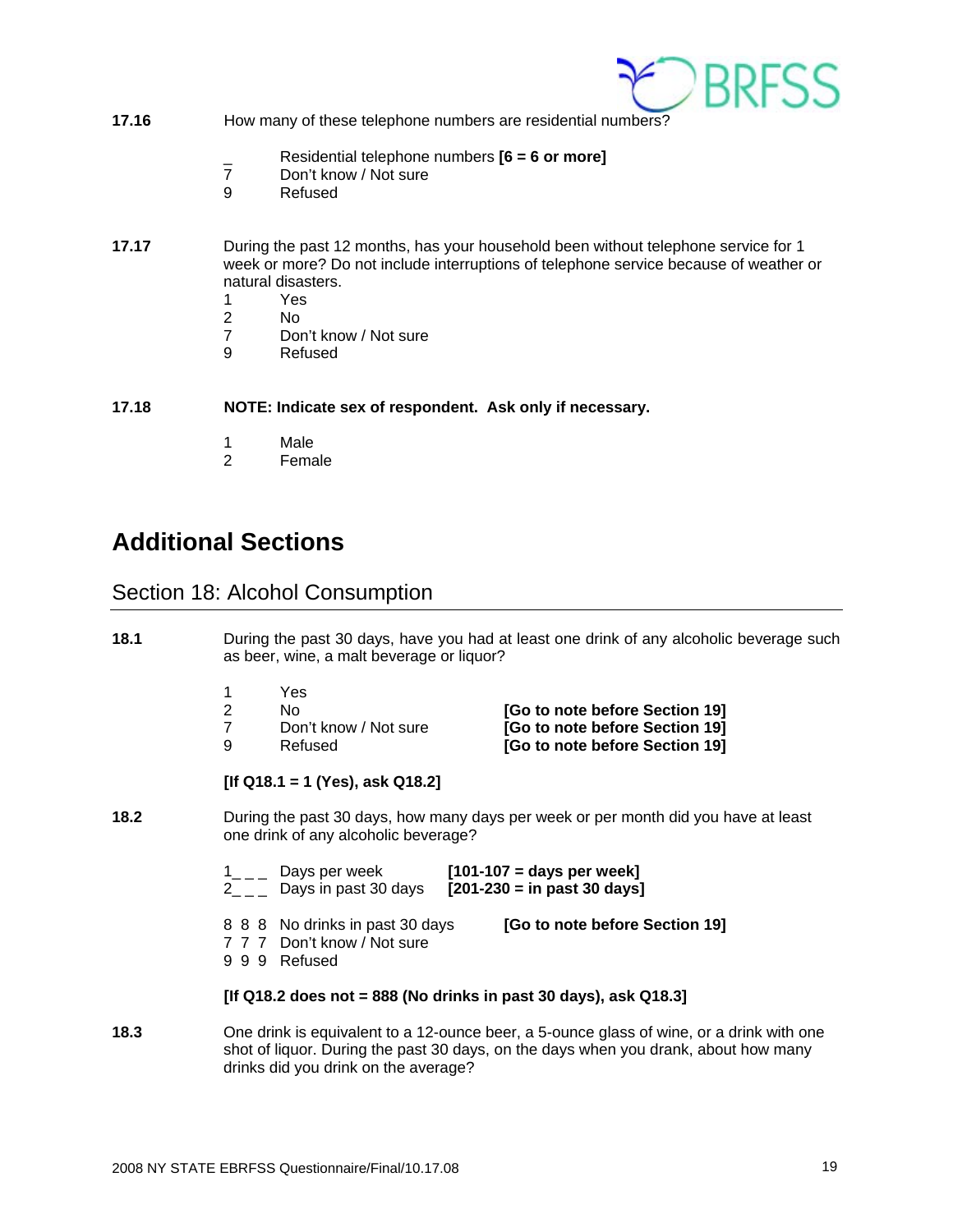**17.16** How many of these telephone numbers are residential numbers?

_ Residential telephone numbers **[6 = 6 or more]**
7 Don't know / Not sure
9 Refused

**17.17** During the past 12 months, has your household been without telephone service for 1 week or more? Do not include interruptions of telephone service because of weather or natural disasters.

1 Yes
2 No
7 Don't know / Not sure
9 Refused

**17.18** **NOTE: Indicate sex of respondent. Ask only if necessary.**

1 Male
2 Female

# Additional Sections

## Section 18: Alcohol Consumption

**18.1** During the past 30 days, have you had at least one drink of any alcoholic beverage such as beer, wine, a malt beverage or liquor?

1 Yes
2 No **[Go to note before Section 19]**
7 Don't know / Not sure **[Go to note before Section 19]**
9 Refused **[Go to note before Section 19]**

**[If Q18.1 = 1 (Yes), ask Q18.2]**

**18.2** During the past 30 days, how many days per week or per month did you have at least one drink of any alcoholic beverage?

1_ _ _ Days per week **[101-107 = days per week]**
2_ _ _ Days in past 30 days **[201-230 = in past 30 days]**

8 8 8 No drinks in past 30 days **[Go to note before Section 19]**
7 7 7 Don't know / Not sure
9 9 9 Refused

**[If Q18.2 does not = 888 (No drinks in past 30 days), ask Q18.3]**

**18.3** One drink is equivalent to a 12-ounce beer, a 5-ounce glass of wine, or a drink with one shot of liquor. During the past 30 days, on the days when you drank, about how many drinks did you drink on the average?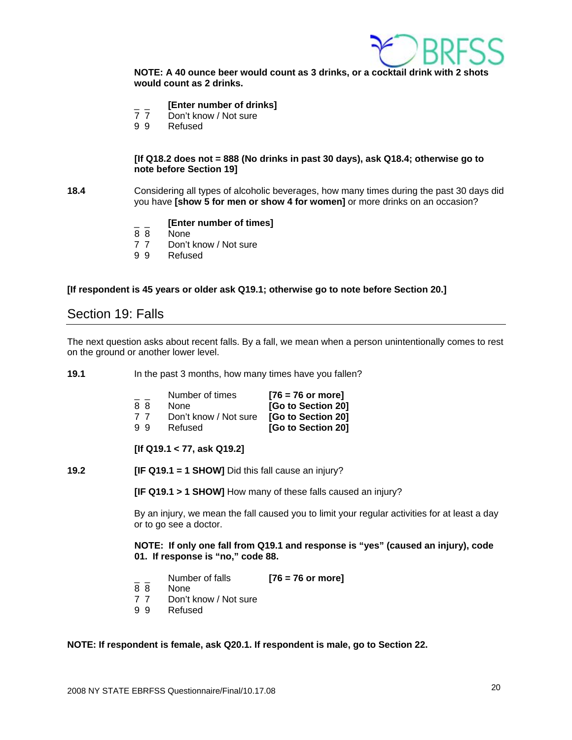**NOTE: A 40 ounce beer would count as 3 drinks, or a cocktail drink with 2 shots would count as 2 drinks.**

_ _ **[Enter number of drinks]**
7 7 Don't know / Not sure
9 9 Refused

**[If Q18.2 does not = 888 (No drinks in past 30 days), ask Q18.4; otherwise go to note before Section 19]**

**18.4** Considering all types of alcoholic beverages, how many times during the past 30 days did you have **[show 5 for men or show 4 for women]** or more drinks on an occasion?

_ _ **[Enter number of times]**
8 8 None
7 7 Don't know / Not sure
9 9 Refused

**[If respondent is 45 years or older ask Q19.1; otherwise go to note before Section 20.]**

## Section 19: Falls

The next question asks about recent falls. By a fall, we mean when a person unintentionally comes to rest on the ground or another lower level.

**19.1** In the past 3 months, how many times have you fallen?

| | | |
|---|---|---|
| _ _ | Number of times | **[76 = 76 or more]** |
| 8 8 | None | **[Go to Section 20]** |
| 7 7 | Don't know / Not sure | **[Go to Section 20]** |
| 9 9 | Refused | **[Go to Section 20]** |

**[If Q19.1 < 77, ask Q19.2]**

**19.2** **[IF Q19.1 = 1 SHOW]** Did this fall cause an injury?

**[IF Q19.1 > 1 SHOW]** How many of these falls caused an injury?

By an injury, we mean the fall caused you to limit your regular activities for at least a day or to go see a doctor.

**NOTE: If only one fall from Q19.1 and response is "yes" (caused an injury), code 01. If response is "no," code 88.**

| | | |
|---|---|---|
| _ _ | Number of falls | **[76 = 76 or more]** |
| 8 8 | None | |
| 7 7 | Don't know / Not sure | |
| 9 9 | Refused | |

**NOTE: If respondent is female, ask Q20.1. If respondent is male, go to Section 22.**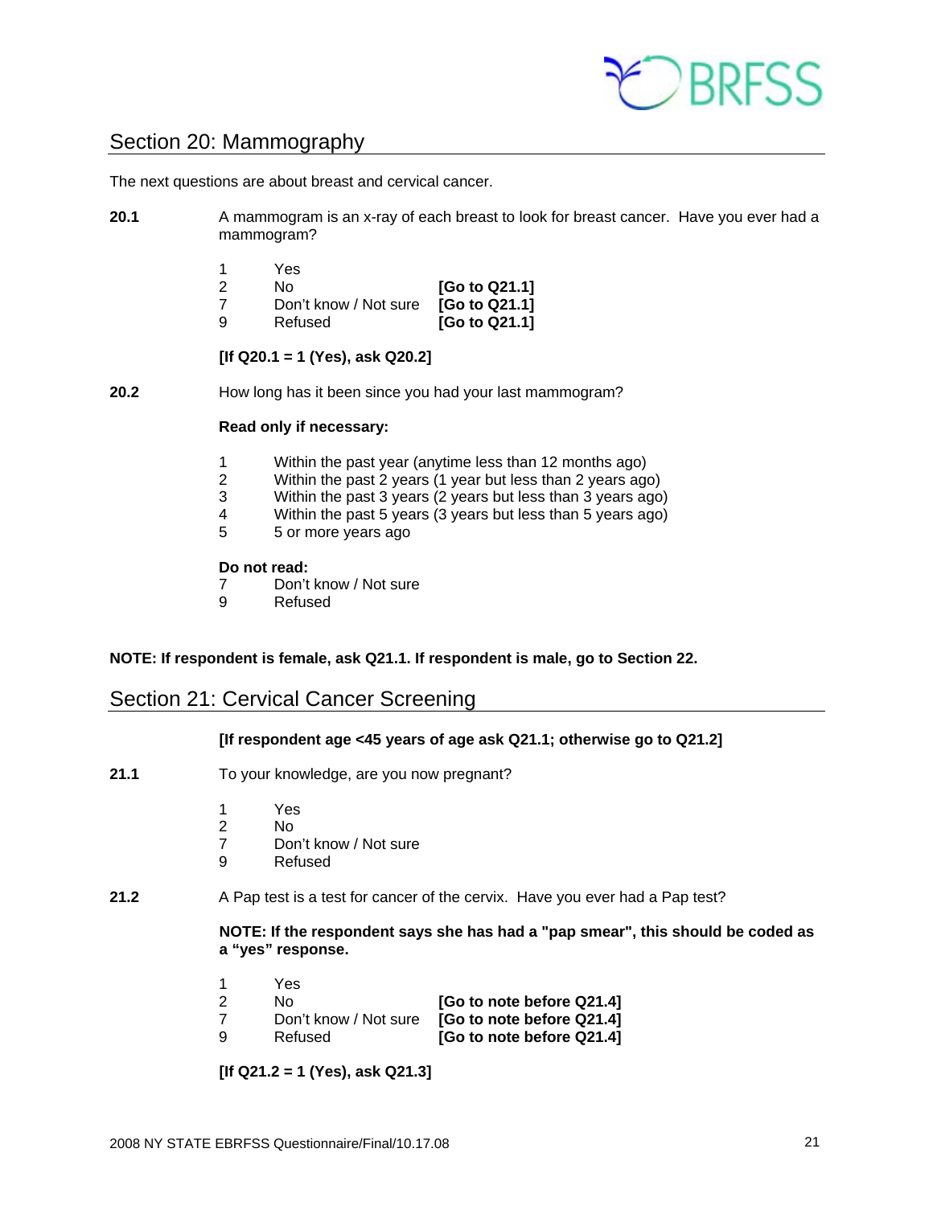## Section 20: Mammography

The next questions are about breast and cervical cancer.

**20.1** A mammogram is an x-ray of each breast to look for breast cancer. Have you ever had a mammogram?

| | | |
|---|---|---|
| 1 | Yes | |
| 2 | No | **[Go to Q21.1]** |
| 7 | Don't know / Not sure | **[Go to Q21.1]** |
| 9 | Refused | **[Go to Q21.1]** |

**[If Q20.1 = 1 (Yes), ask Q20.2]**

**20.2** How long has it been since you had your last mammogram?

**Read only if necessary:**

1 Within the past year (anytime less than 12 months ago)
2 Within the past 2 years (1 year but less than 2 years ago)
3 Within the past 3 years (2 years but less than 3 years ago)
4 Within the past 5 years (3 years but less than 5 years ago)
5 5 or more years ago

**Do not read:**
7 Don't know / Not sure
9 Refused

**NOTE: If respondent is female, ask Q21.1. If respondent is male, go to Section 22.**

## Section 21: Cervical Cancer Screening

**[If respondent age <45 years of age ask Q21.1; otherwise go to Q21.2]**

**21.1** To your knowledge, are you now pregnant?

1 Yes
2 No
7 Don't know / Not sure
9 Refused

**21.2** A Pap test is a test for cancer of the cervix. Have you ever had a Pap test?

**NOTE: If the respondent says she has had a "pap smear", this should be coded as a "yes" response.**

| | | |
|---|---|---|
| 1 | Yes | |
| 2 | No | **[Go to note before Q21.4]** |
| 7 | Don't know / Not sure | **[Go to note before Q21.4]** |
| 9 | Refused | **[Go to note before Q21.4]** |

**[If Q21.2 = 1 (Yes), ask Q21.3]**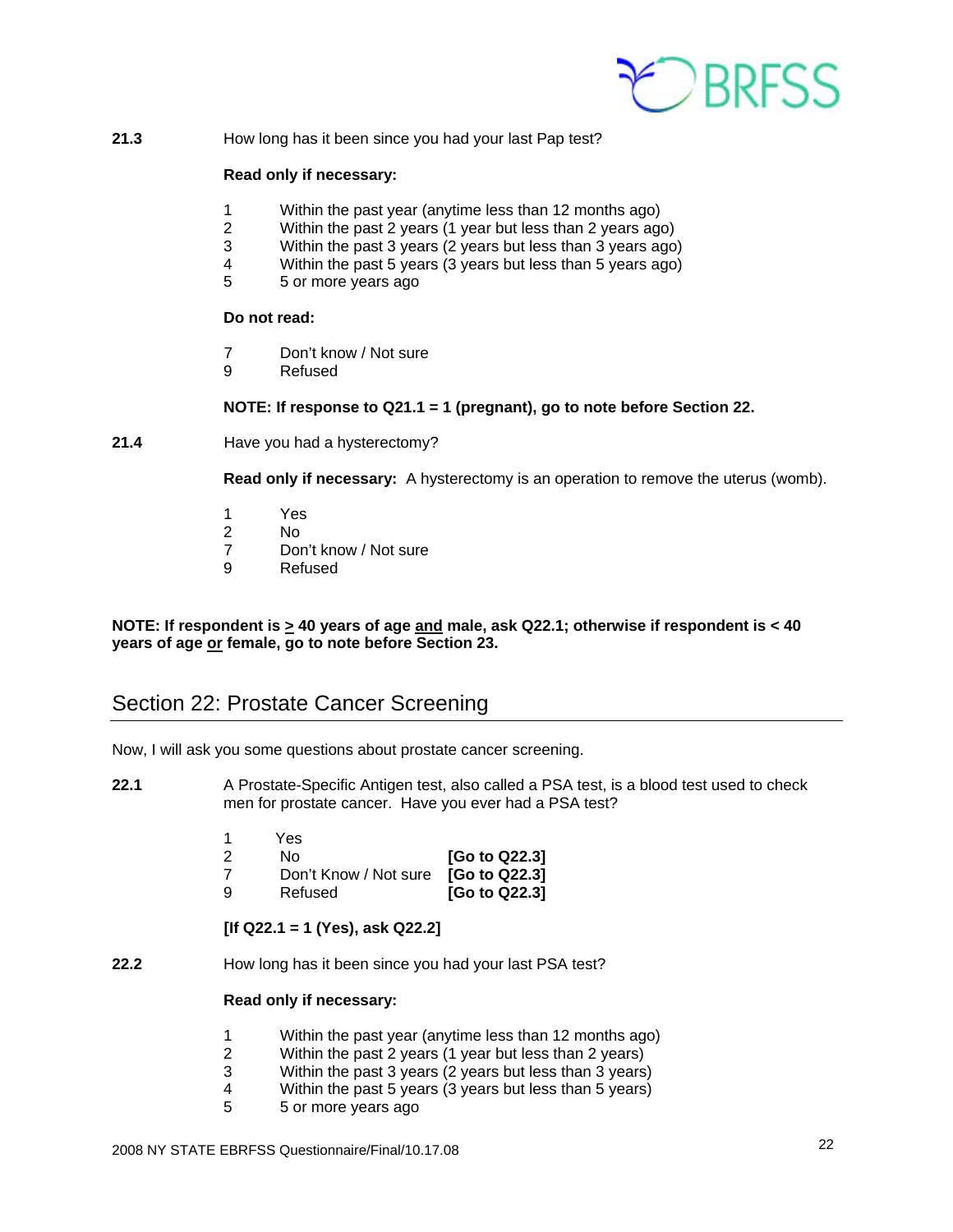**21.3** How long has it been since you had your last Pap test?

**Read only if necessary:**

1 Within the past year (anytime less than 12 months ago)
2 Within the past 2 years (1 year but less than 2 years ago)
3 Within the past 3 years (2 years but less than 3 years ago)
4 Within the past 5 years (3 years but less than 5 years ago)
5 5 or more years ago

**Do not read:**

7 Don't know / Not sure
9 Refused

**NOTE: If response to Q21.1 = 1 (pregnant), go to note before Section 22.**

**21.4** Have you had a hysterectomy?

**Read only if necessary:** A hysterectomy is an operation to remove the uterus (womb).

1 Yes
2 No
7 Don't know / Not sure
9 Refused

**NOTE: If respondent is ≥ 40 years of age <u>and</u> male, ask Q22.1; otherwise if respondent is < 40 years of age <u>or</u> female, go to note before Section 23.**

## Section 22: Prostate Cancer Screening

Now, I will ask you some questions about prostate cancer screening.

**22.1** A Prostate-Specific Antigen test, also called a PSA test, is a blood test used to check men for prostate cancer. Have you ever had a PSA test?

1 Yes
2 No **[Go to Q22.3]**
7 Don't Know / Not sure **[Go to Q22.3]**
9 Refused **[Go to Q22.3]**

**[If Q22.1 = 1 (Yes), ask Q22.2]**

**22.2** How long has it been since you had your last PSA test?

**Read only if necessary:**

1 Within the past year (anytime less than 12 months ago)
2 Within the past 2 years (1 year but less than 2 years)
3 Within the past 3 years (2 years but less than 3 years)
4 Within the past 5 years (3 years but less than 5 years)
5 5 or more years ago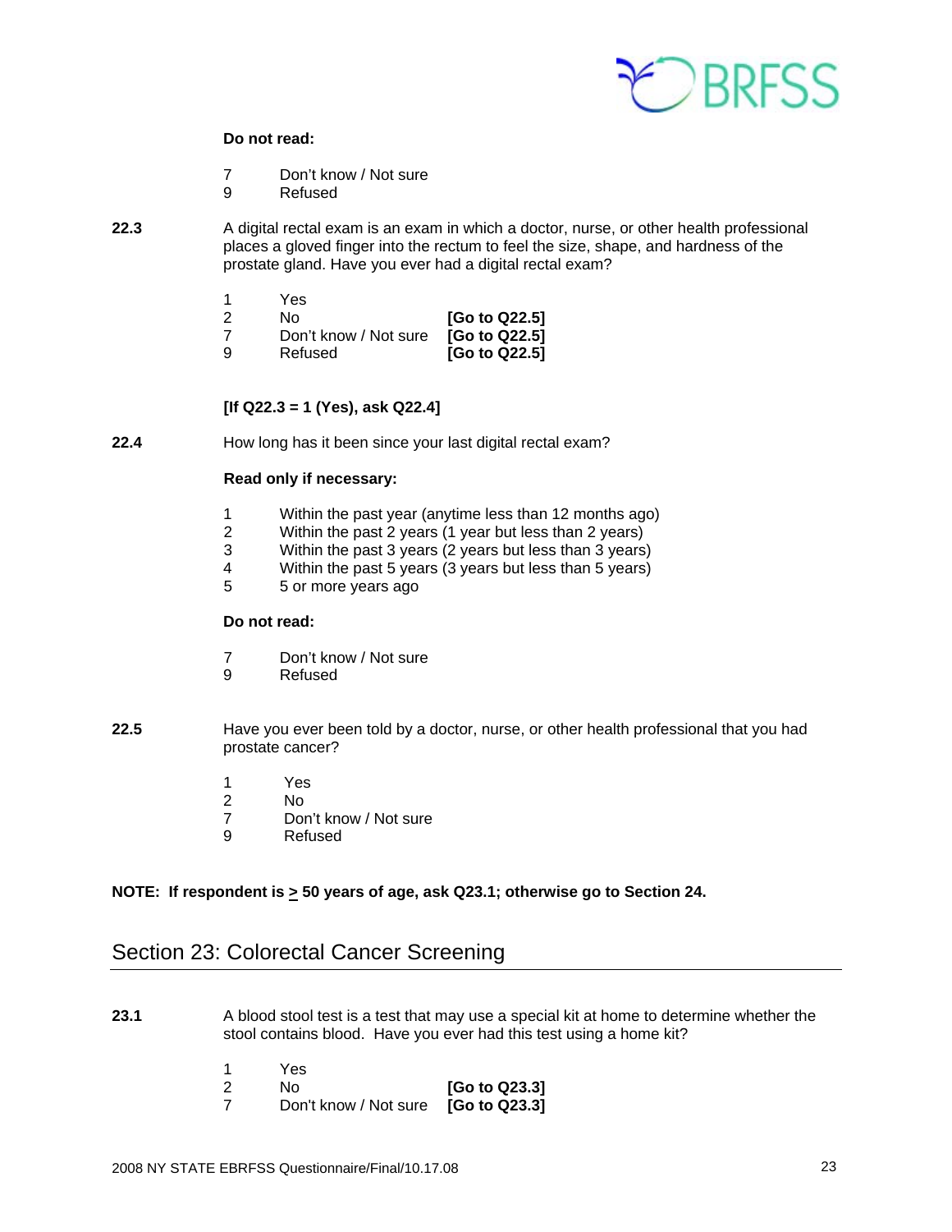**Do not read:**

7 Don't know / Not sure
9 Refused

**22.3** A digital rectal exam is an exam in which a doctor, nurse, or other health professional places a gloved finger into the rectum to feel the size, shape, and hardness of the prostate gland. Have you ever had a digital rectal exam?

1 Yes
2 No **[Go to Q22.5]**
7 Don't know / Not sure **[Go to Q22.5]**
9 Refused **[Go to Q22.5]**

**[If Q22.3 = 1 (Yes), ask Q22.4]**

**22.4** How long has it been since your last digital rectal exam?

**Read only if necessary:**

1 Within the past year (anytime less than 12 months ago)
2 Within the past 2 years (1 year but less than 2 years)
3 Within the past 3 years (2 years but less than 3 years)
4 Within the past 5 years (3 years but less than 5 years)
5 5 or more years ago

**Do not read:**

7 Don't know / Not sure
9 Refused

**22.5** Have you ever been told by a doctor, nurse, or other health professional that you had prostate cancer?

1 Yes
2 No
7 Don't know / Not sure
9 Refused

**NOTE: If respondent is ≥ 50 years of age, ask Q23.1; otherwise go to Section 24.**

## Section 23: Colorectal Cancer Screening

**23.1** A blood stool test is a test that may use a special kit at home to determine whether the stool contains blood. Have you ever had this test using a home kit?

1 Yes
2 No **[Go to Q23.3]**
7 Don't know / Not sure **[Go to Q23.3]**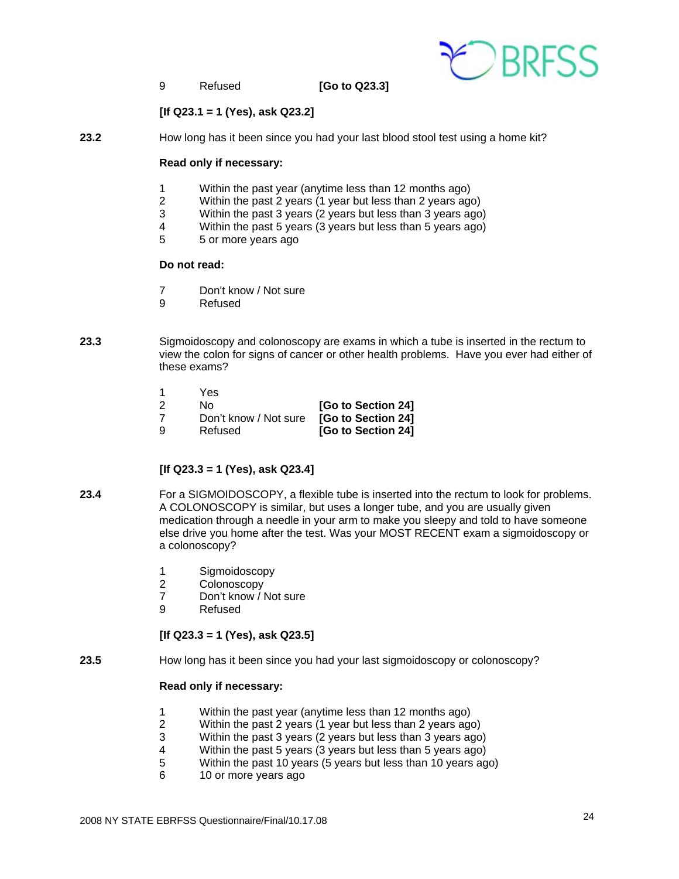9 Refused **[Go to Q23.3]**

**[If Q23.1 = 1 (Yes), ask Q23.2]**

**23.2** How long has it been since you had your last blood stool test using a home kit?

**Read only if necessary:**

1 Within the past year (anytime less than 12 months ago)
2 Within the past 2 years (1 year but less than 2 years ago)
3 Within the past 3 years (2 years but less than 3 years ago)
4 Within the past 5 years (3 years but less than 5 years ago)
5 5 or more years ago

**Do not read:**

7 Don't know / Not sure
9 Refused

**23.3** Sigmoidoscopy and colonoscopy are exams in which a tube is inserted in the rectum to view the colon for signs of cancer or other health problems. Have you ever had either of these exams?

1 Yes
2 No **[Go to Section 24]**
7 Don't know / Not sure **[Go to Section 24]**
9 Refused **[Go to Section 24]**

**[If Q23.3 = 1 (Yes), ask Q23.4]**

**23.4** For a SIGMOIDOSCOPY, a flexible tube is inserted into the rectum to look for problems. A COLONOSCOPY is similar, but uses a longer tube, and you are usually given medication through a needle in your arm to make you sleepy and told to have someone else drive you home after the test. Was your MOST RECENT exam a sigmoidoscopy or a colonoscopy?

1 Sigmoidoscopy
2 Colonoscopy
7 Don't know / Not sure
9 Refused

**[If Q23.3 = 1 (Yes), ask Q23.5]**

**23.5** How long has it been since you had your last sigmoidoscopy or colonoscopy?

**Read only if necessary:**

1 Within the past year (anytime less than 12 months ago)
2 Within the past 2 years (1 year but less than 2 years ago)
3 Within the past 3 years (2 years but less than 3 years ago)
4 Within the past 5 years (3 years but less than 5 years ago)
5 Within the past 10 years (5 years but less than 10 years ago)
6 10 or more years ago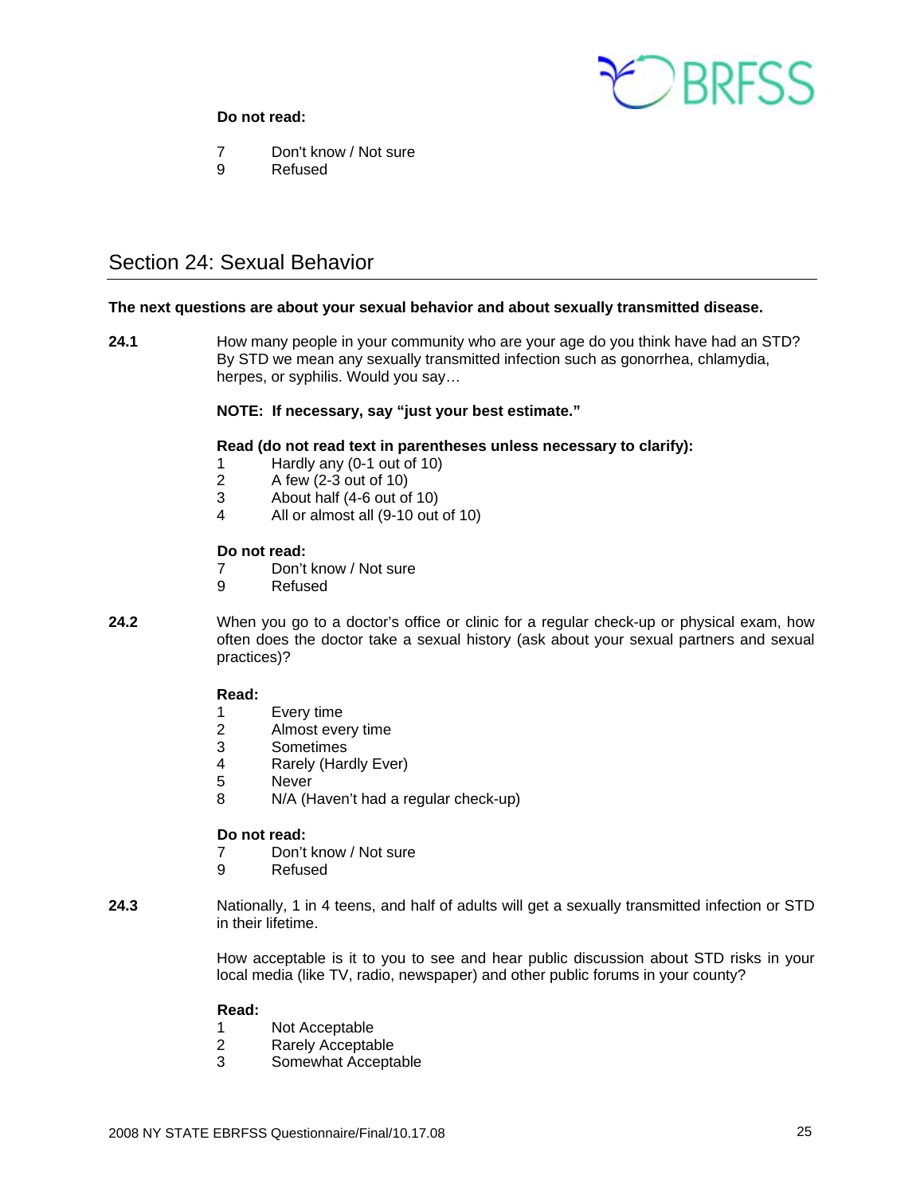**Do not read:**

7 Don't know / Not sure
9 Refused

## Section 24: Sexual Behavior

**The next questions are about your sexual behavior and about sexually transmitted disease.**

**24.1** How many people in your community who are your age do you think have had an STD? By STD we mean any sexually transmitted infection such as gonorrhea, chlamydia, herpes, or syphilis. Would you say…

**NOTE: If necessary, say "just your best estimate."**

**Read (do not read text in parentheses unless necessary to clarify):**

1 Hardly any (0-1 out of 10)
2 A few (2-3 out of 10)
3 About half (4-6 out of 10)
4 All or almost all (9-10 out of 10)

**Do not read:**

7 Don't know / Not sure
9 Refused

**24.2** When you go to a doctor's office or clinic for a regular check-up or physical exam, how often does the doctor take a sexual history (ask about your sexual partners and sexual practices)?

**Read:**

1 Every time
2 Almost every time
3 Sometimes
4 Rarely (Hardly Ever)
5 Never
8 N/A (Haven't had a regular check-up)

**Do not read:**

7 Don't know / Not sure
9 Refused

**24.3** Nationally, 1 in 4 teens, and half of adults will get a sexually transmitted infection or STD in their lifetime.

How acceptable is it to you to see and hear public discussion about STD risks in your local media (like TV, radio, newspaper) and other public forums in your county?

**Read:**

1 Not Acceptable
2 Rarely Acceptable
3 Somewhat Acceptable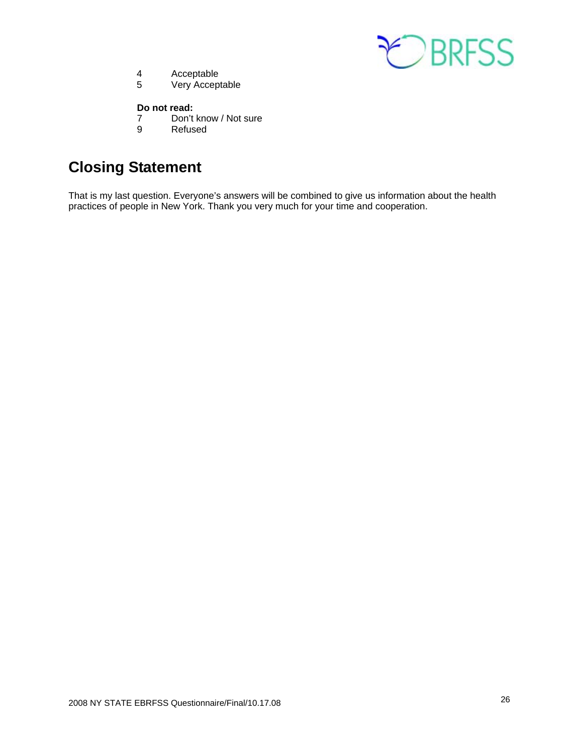4 Acceptable
5 Very Acceptable

**Do not read:**
7 Don't know / Not sure
9 Refused

## Closing Statement

That is my last question. Everyone's answers will be combined to give us information about the health practices of people in New York. Thank you very much for your time and cooperation.